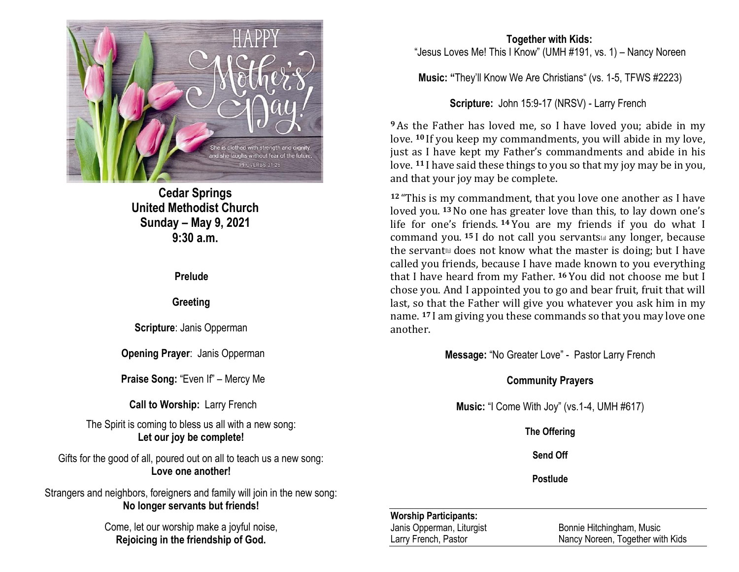HAPPY Mother's Day!

She is clothed with strength and dignity, and she laughs without fear of the future.
PROVERBS 31:25

# Cedar Springs United Methodist Church

**Sunday – May 9, 2021**
**9:30 a.m.**

**Prelude**

**Greeting**

**Scripture**: Janis Opperman

**Opening Prayer**: Janis Opperman

**Praise Song:** "Even If" – Mercy Me

**Call to Worship:** Larry French

The Spirit is coming to bless us all with a new song:
**Let our joy be complete!**

Gifts for the good of all, poured out on all to teach us a new song:
**Love one another!**

Strangers and neighbors, foreigners and family will join in the new song:
**No longer servants but friends!**

Come, let our worship make a joyful noise,
**Rejoicing in the friendship of God.**

**Together with Kids:**
"Jesus Loves Me! This I Know" (UMH #191, vs. 1) – Nancy Noreen

**Music: "**They'll Know We Are Christians" (vs. 1-5, TFWS #2223)

**Scripture:** John 15:9-17 (NRSV) - Larry French

**9** As the Father has loved me, so I have loved you; abide in my love. **10** If you keep my commandments, you will abide in my love, just as I have kept my Father's commandments and abide in his love. **11** I have said these things to you so that my joy may be in you, and that your joy may be complete.

**12** "This is my commandment, that you love one another as I have loved you. **13** No one has greater love than this, to lay down one's life for one's friends. **14** You are my friends if you do what I command you. **15** I do not call you servants[a] any longer, because the servant[b] does not know what the master is doing; but I have called you friends, because I have made known to you everything that I have heard from my Father. **16** You did not choose me but I chose you. And I appointed you to go and bear fruit, fruit that will last, so that the Father will give you whatever you ask him in my name. **17** I am giving you these commands so that you may love one another.

**Message:** "No Greater Love" - Pastor Larry French

**Community Prayers**

**Music:** "I Come With Joy" (vs.1-4, UMH #617)

**The Offering**

**Send Off**

**Postlude**

**Worship Participants:**

| | |
|---|---|
| Janis Opperman, Liturgist | Bonnie Hitchingham, Music |
| Larry French, Pastor | Nancy Noreen, Together with Kids |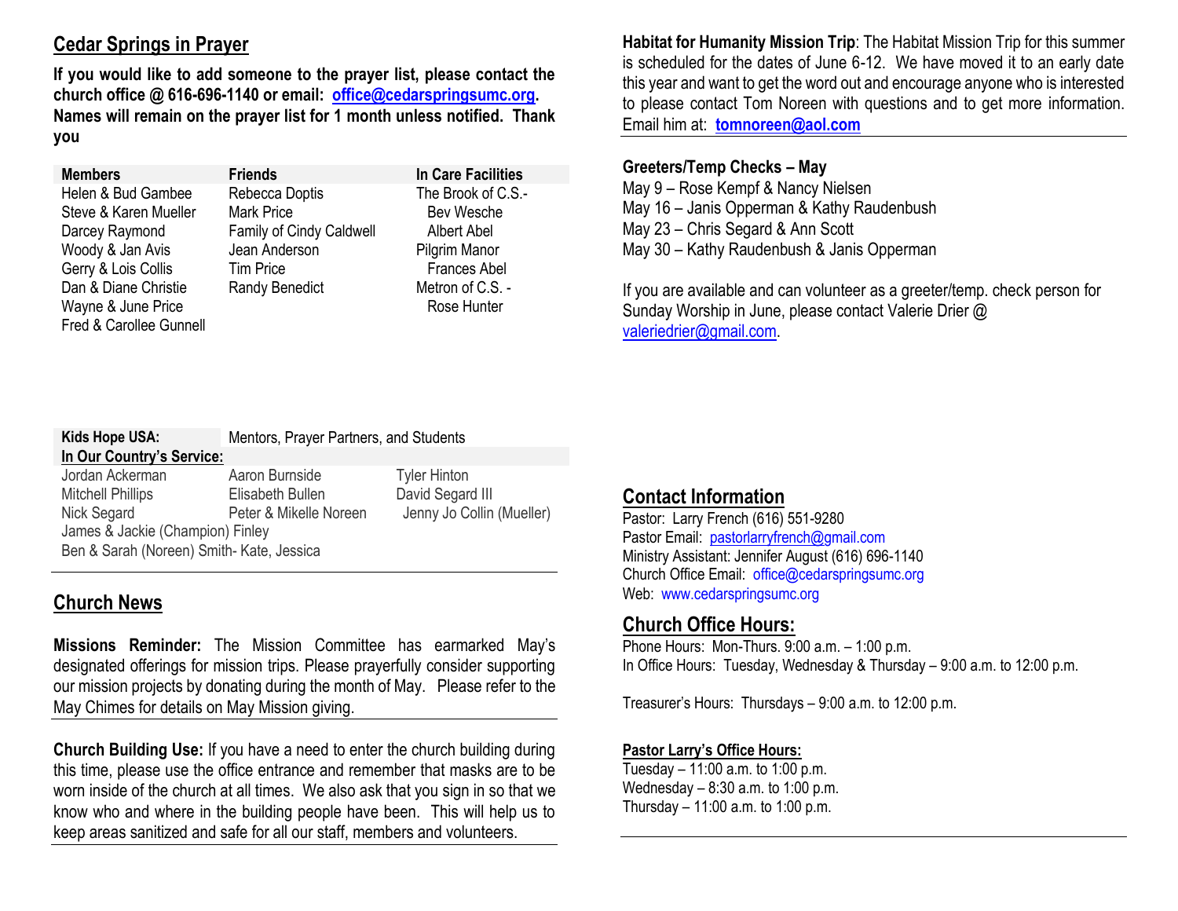## Cedar Springs in Prayer

**If you would like to add someone to the prayer list, please contact the church office @ 616-696-1140 or email: office@cedarspringsumc.org. Names will remain on the prayer list for 1 month unless notified. Thank you**

| Members | Friends | In Care Facilities |
|---|---|---|
| Helen & Bud Gambee | Rebecca Doptis | The Brook of C.S.- |
| Steve & Karen Mueller | Mark Price | Bev Wesche |
| Darcey Raymond | Family of Cindy Caldwell | Albert Abel |
| Woody & Jan Avis | Jean Anderson | Pilgrim Manor |
| Gerry & Lois Collis | Tim Price | Frances Abel |
| Dan & Diane Christie | Randy Benedict | Metron of C.S. - |
| Wayne & June Price | | Rose Hunter |
| Fred & Carollee Gunnell | | |

**Kids Hope USA:** Mentors, Prayer Partners, and Students

**In Our Country's Service:**

| | | |
|---|---|---|
| Jordan Ackerman | Aaron Burnside | Tyler Hinton |
| Mitchell Phillips | Elisabeth Bullen | David Segard III |
| Nick Segard | Peter & Mikelle Noreen | Jenny Jo Collin (Mueller) |
| James & Jackie (Champion) Finley | | |
| Ben & Sarah (Noreen) Smith- Kate, Jessica | | |

## Church News

**Missions Reminder:** The Mission Committee has earmarked May's designated offerings for mission trips. Please prayerfully consider supporting our mission projects by donating during the month of May. Please refer to the May Chimes for details on May Mission giving.

**Church Building Use:** If you have a need to enter the church building during this time, please use the office entrance and remember that masks are to be worn inside of the church at all times. We also ask that you sign in so that we know who and where in the building people have been. This will help us to keep areas sanitized and safe for all our staff, members and volunteers.

**Habitat for Humanity Mission Trip**: The Habitat Mission Trip for this summer is scheduled for the dates of June 6-12. We have moved it to an early date this year and want to get the word out and encourage anyone who is interested to please contact Tom Noreen with questions and to get more information. Email him at: **tomnoreen@aol.com**

**Greeters/Temp Checks – May**

May 9 – Rose Kempf & Nancy Nielsen
May 16 – Janis Opperman & Kathy Raudenbush
May 23 – Chris Segard & Ann Scott
May 30 – Kathy Raudenbush & Janis Opperman

If you are available and can volunteer as a greeter/temp. check person for Sunday Worship in June, please contact Valerie Drier @ valeriedrier@gmail.com.

## Contact Information

Pastor: Larry French (616) 551-9280
Pastor Email: pastorlarryfrench@gmail.com
Ministry Assistant: Jennifer August (616) 696-1140
Church Office Email: office@cedarspringsumc.org
Web: www.cedarspringsumc.org

## Church Office Hours:

Phone Hours: Mon-Thurs. 9:00 a.m. – 1:00 p.m.
In Office Hours: Tuesday, Wednesday & Thursday – 9:00 a.m. to 12:00 p.m.

Treasurer's Hours: Thursdays – 9:00 a.m. to 12:00 p.m.

**Pastor Larry's Office Hours:**

Tuesday – 11:00 a.m. to 1:00 p.m.
Wednesday – 8:30 a.m. to 1:00 p.m.
Thursday – 11:00 a.m. to 1:00 p.m.